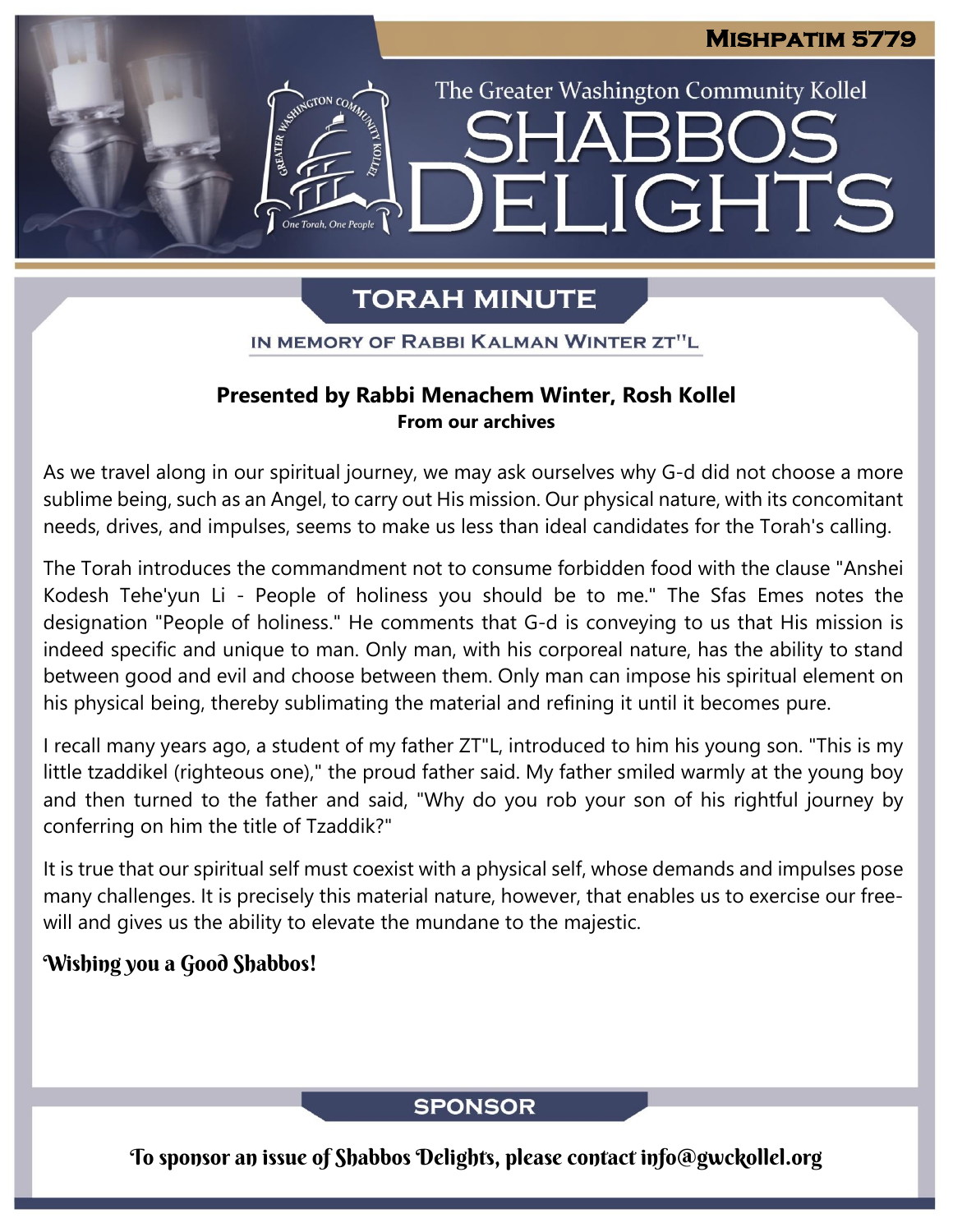**Mishpatim 5779**

The Greater Washington Community Kollel

# Shabbos Delights

## Torah Minute

In Memory of Rabbi Kalman Winter zt"l

**Presented by Rabbi Menachem Winter, Rosh Kollel**
**From our archives**

As we travel along in our spiritual journey, we may ask ourselves why G-d did not choose a more sublime being, such as an Angel, to carry out His mission. Our physical nature, with its concomitant needs, drives, and impulses, seems to make us less than ideal candidates for the Torah's calling.

The Torah introduces the commandment not to consume forbidden food with the clause "Anshei Kodesh Tehe'yun Li - People of holiness you should be to me." The Sfas Emes notes the designation "People of holiness." He comments that G-d is conveying to us that His mission is indeed specific and unique to man. Only man, with his corporeal nature, has the ability to stand between good and evil and choose between them. Only man can impose his spiritual element on his physical being, thereby sublimating the material and refining it until it becomes pure.

I recall many years ago, a student of my father ZT"L, introduced to him his young son. "This is my little tzaddikel (righteous one)," the proud father said. My father smiled warmly at the young boy and then turned to the father and said, "Why do you rob your son of his rightful journey by conferring on him the title of Tzaddik?"

It is true that our spiritual self must coexist with a physical self, whose demands and impulses pose many challenges. It is precisely this material nature, however, that enables us to exercise our free-will and gives us the ability to elevate the mundane to the majestic.

*Wishing you a Good Shabbos!*

## Sponsor

To sponsor an issue of Shabbos Delights, please contact info@gwckollel.org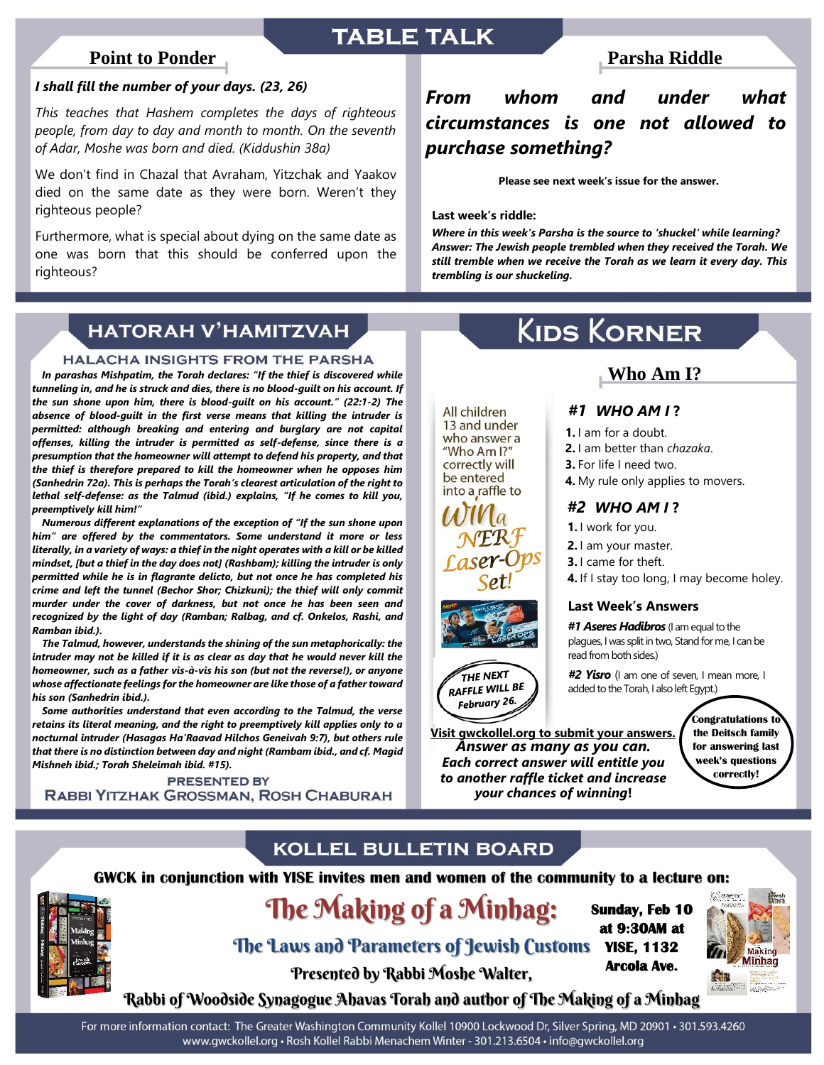# TABLE TALK

## Point to Ponder

***I shall fill the number of your days. (23, 26)***

*This teaches that Hashem completes the days of righteous people, from day to day and month to month. On the seventh of Adar, Moshe was born and died. (Kiddushin 38a)*

We don't find in Chazal that Avraham, Yitzchak and Yaakov died on the same date as they were born. Weren't they righteous people?

Furthermore, what is special about dying on the same date as one was born that this should be conferred upon the righteous?

## Parsha Riddle

***From whom and under what circumstances is one not allowed to purchase something?***

**Please see next week's issue for the answer.**

**Last week's riddle:**

***Where in this week's Parsha is the source to 'shuckel' while learning? Answer: The Jewish people trembled when they received the Torah. We still tremble when we receive the Torah as we learn it every day. This trembling is our shuckeling.***

# HATORAH V'HAMITZVAH

## HALACHA INSIGHTS FROM THE PARSHA

***In parashas Mishpatim, the Torah declares: "If the thief is discovered while tunneling in, and he is struck and dies, there is no blood-guilt on his account. If the sun shone upon him, there is blood-guilt on his account." (22:1-2) The absence of blood-guilt in the first verse means that killing the intruder is permitted: although breaking and entering and burglary are not capital offenses, killing the intruder is permitted as self-defense, since there is a presumption that the homeowner will attempt to defend his property, and that the thief is therefore prepared to kill the homeowner when he opposes him (Sanhedrin 72a). This is perhaps the Torah's clearest articulation of the right to lethal self-defense: as the Talmud (ibid.) explains, "If he comes to kill you, preemptively kill him!"***

***Numerous different explanations of the exception of "If the sun shone upon him" are offered by the commentators. Some understand it more or less literally, in a variety of ways: a thief in the night operates with a kill or be killed mindset, [but a thief in the day does not] (Rashbam); killing the intruder is only permitted while he is in flagrante delicto, but not once he has completed his crime and left the tunnel (Bechor Shor; Chizkuni); the thief will only commit murder under the cover of darkness, but not once he has been seen and recognized by the light of day (Ramban; Ralbag, and cf. Onkelos, Rashi, and Ramban ibid.).***

***The Talmud, however, understands the shining of the sun metaphorically: the intruder may not be killed if it is as clear as day that he would never kill the homeowner, such as a father vis-à-vis his son (but not the reverse!), or anyone whose affectionate feelings for the homeowner are like those of a father toward his son (Sanhedrin ibid.).***

***Some authorities understand that even according to the Talmud, the verse retains its literal meaning, and the right to preemptively kill applies only to a nocturnal intruder (Hasagas Ha'Raavad Hilchos Geneivah 9:7), but others rule that there is no distinction between day and night (Rambam ibid., and cf. Magid Mishneh ibid.; Torah Sheleimah ibid. #15).***

PRESENTED BY
RABBI YITZHAK GROSSMAN, ROSH CHABURAH

# KIDS KORNER

## Who Am I?

All children 13 and under who answer a "Who Am I?" correctly will be entered into a raffle to

**Win a NERF Laser-Ops Set!**

**THE NEXT RAFFLE WILL BE February 26.**

### #1 WHO AM I ?

**1.** I am for a doubt.
**2.** I am better than *chazaka*.
**3.** For life I need two.
**4.** My rule only applies to movers.

### #2 WHO AM I ?

**1.** I work for you.
**2.** I am your master.
**3.** I came for theft.
**4.** If I stay too long, I may become holey.

### Last Week's Answers

***#1 Aseres Hadibros*** (I am equal to the plagues, I was split in two, Stand for me, I can be read from both sides.)

***#2 Yisro*** (I am one of seven, I mean more, I added to the Torah, I also left Egypt.)

**Congratulations to the Deitsch family for answering last week's questions correctly!**

Visit gwckollel.org to submit your answers.
***Answer as many as you can. Each correct answer will entitle you to another raffle ticket and increase your chances of winning!***

# KOLLEL BULLETIN BOARD

**GWCK in conjunction with YISE invites men and women of the community to a lecture on:**

## The Making of a Minhag:

### The Laws and Parameters of Jewish Customs

Presented by Rabbi Moshe Walter,
Rabbi of Woodside Synagogue Ahavas Torah and author of The Making of a Minhag

**Sunday, Feb 10 at 9:30AM at YISE, 1132 Arcola Ave.**

For more information contact: The Greater Washington Community Kollel 10900 Lockwood Dr, Silver Spring, MD 20901 • 301.593.4260
www.gwckollel.org • Rosh Kollel Rabbi Menachem Winter - 301.213.6504 • info@gwckollel.org